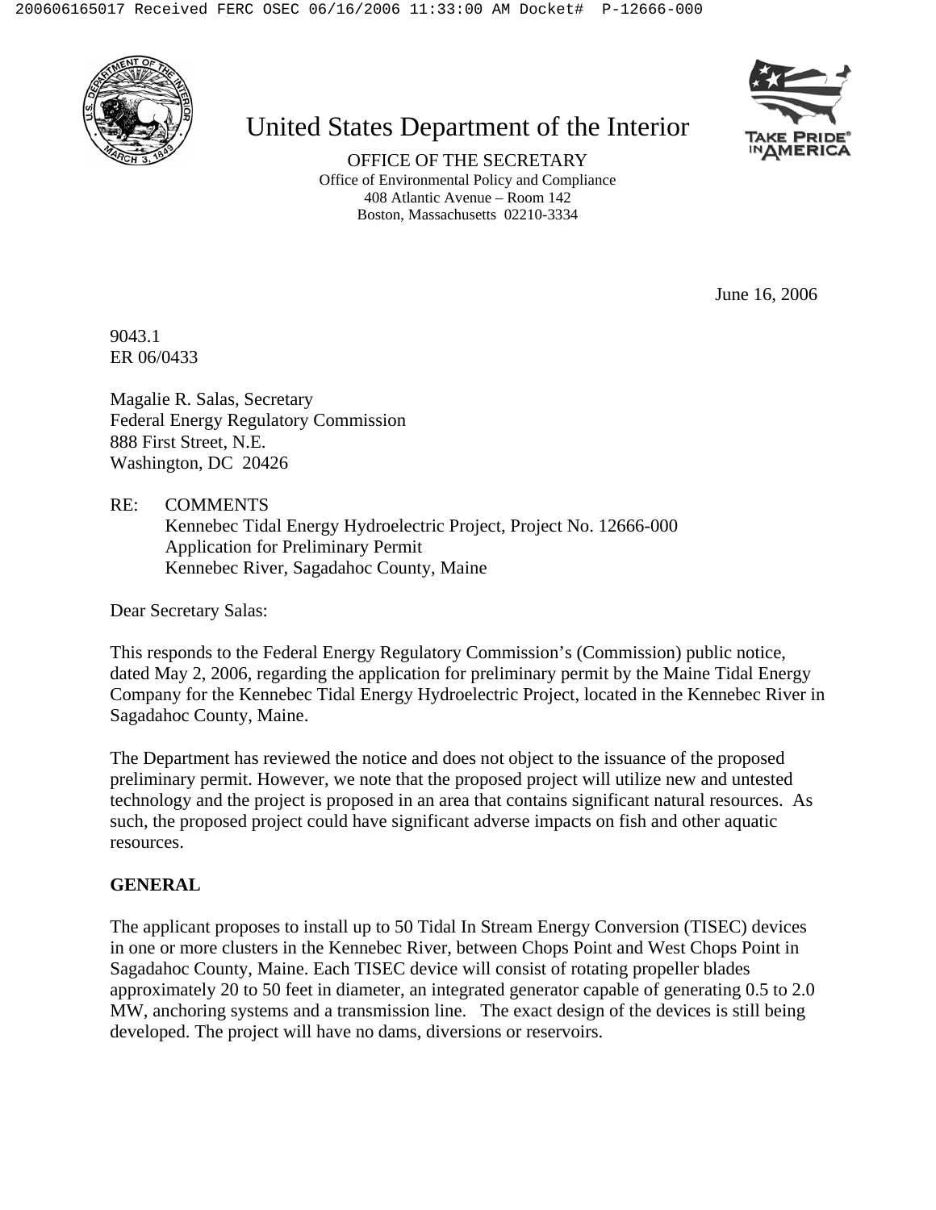# United States Department of the Interior

OFFICE OF THE SECRETARY
Office of Environmental Policy and Compliance
408 Atlantic Avenue – Room 142
Boston, Massachusetts 02210-3334

June 16, 2006

9043.1
ER 06/0433

Magalie R. Salas, Secretary
Federal Energy Regulatory Commission
888 First Street, N.E.
Washington, DC 20426

RE: COMMENTS
Kennebec Tidal Energy Hydroelectric Project, Project No. 12666-000
Application for Preliminary Permit
Kennebec River, Sagadahoc County, Maine

Dear Secretary Salas:

This responds to the Federal Energy Regulatory Commission's (Commission) public notice, dated May 2, 2006, regarding the application for preliminary permit by the Maine Tidal Energy Company for the Kennebec Tidal Energy Hydroelectric Project, located in the Kennebec River in Sagadahoc County, Maine.

The Department has reviewed the notice and does not object to the issuance of the proposed preliminary permit. However, we note that the proposed project will utilize new and untested technology and the project is proposed in an area that contains significant natural resources. As such, the proposed project could have significant adverse impacts on fish and other aquatic resources.

**GENERAL**

The applicant proposes to install up to 50 Tidal In Stream Energy Conversion (TISEC) devices in one or more clusters in the Kennebec River, between Chops Point and West Chops Point in Sagadahoc County, Maine. Each TISEC device will consist of rotating propeller blades approximately 20 to 50 feet in diameter, an integrated generator capable of generating 0.5 to 2.0 MW, anchoring systems and a transmission line. The exact design of the devices is still being developed. The project will have no dams, diversions or reservoirs.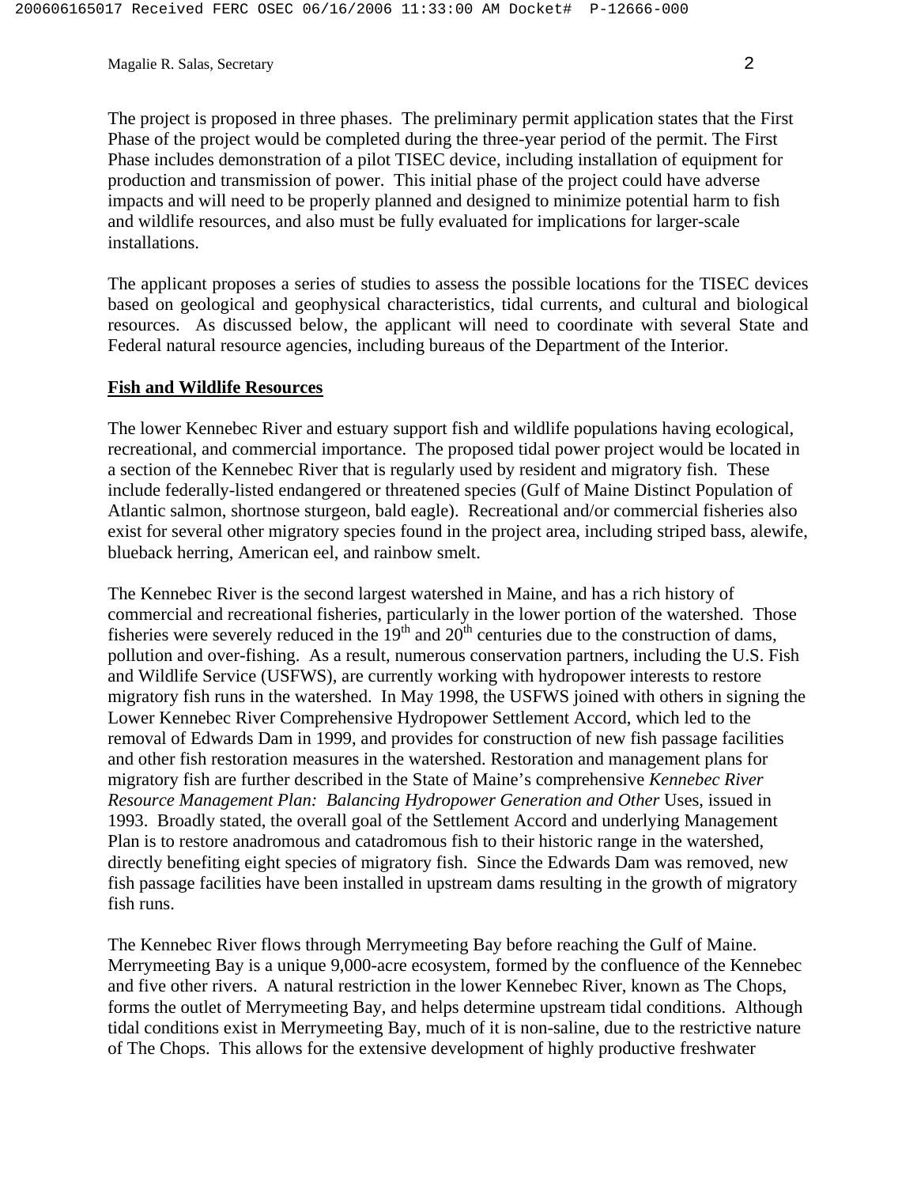The project is proposed in three phases. The preliminary permit application states that the First Phase of the project would be completed during the three-year period of the permit. The First Phase includes demonstration of a pilot TISEC device, including installation of equipment for production and transmission of power. This initial phase of the project could have adverse impacts and will need to be properly planned and designed to minimize potential harm to fish and wildlife resources, and also must be fully evaluated for implications for larger-scale installations.

The applicant proposes a series of studies to assess the possible locations for the TISEC devices based on geological and geophysical characteristics, tidal currents, and cultural and biological resources. As discussed below, the applicant will need to coordinate with several State and Federal natural resource agencies, including bureaus of the Department of the Interior.

**Fish and Wildlife Resources**

The lower Kennebec River and estuary support fish and wildlife populations having ecological, recreational, and commercial importance. The proposed tidal power project would be located in a section of the Kennebec River that is regularly used by resident and migratory fish. These include federally-listed endangered or threatened species (Gulf of Maine Distinct Population of Atlantic salmon, shortnose sturgeon, bald eagle). Recreational and/or commercial fisheries also exist for several other migratory species found in the project area, including striped bass, alewife, blueback herring, American eel, and rainbow smelt.

The Kennebec River is the second largest watershed in Maine, and has a rich history of commercial and recreational fisheries, particularly in the lower portion of the watershed. Those fisheries were severely reduced in the 19th and 20th centuries due to the construction of dams, pollution and over-fishing. As a result, numerous conservation partners, including the U.S. Fish and Wildlife Service (USFWS), are currently working with hydropower interests to restore migratory fish runs in the watershed. In May 1998, the USFWS joined with others in signing the Lower Kennebec River Comprehensive Hydropower Settlement Accord, which led to the removal of Edwards Dam in 1999, and provides for construction of new fish passage facilities and other fish restoration measures in the watershed. Restoration and management plans for migratory fish are further described in the State of Maine's comprehensive *Kennebec River Resource Management Plan: Balancing Hydropower Generation and Other* Uses, issued in 1993. Broadly stated, the overall goal of the Settlement Accord and underlying Management Plan is to restore anadromous and catadromous fish to their historic range in the watershed, directly benefiting eight species of migratory fish. Since the Edwards Dam was removed, new fish passage facilities have been installed in upstream dams resulting in the growth of migratory fish runs.

The Kennebec River flows through Merrymeeting Bay before reaching the Gulf of Maine. Merrymeeting Bay is a unique 9,000-acre ecosystem, formed by the confluence of the Kennebec and five other rivers. A natural restriction in the lower Kennebec River, known as The Chops, forms the outlet of Merrymeeting Bay, and helps determine upstream tidal conditions. Although tidal conditions exist in Merrymeeting Bay, much of it is non-saline, due to the restrictive nature of The Chops. This allows for the extensive development of highly productive freshwater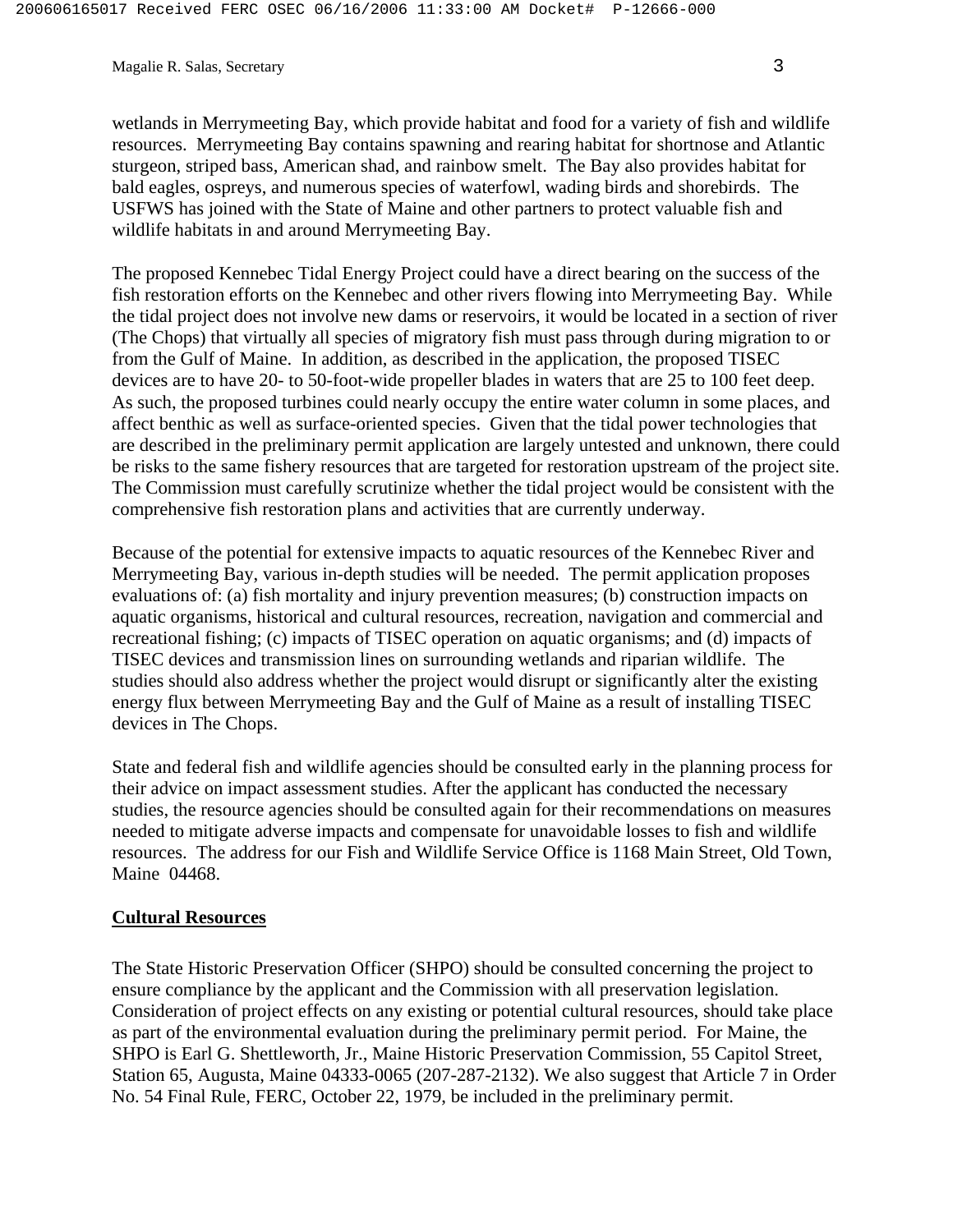wetlands in Merrymeeting Bay, which provide habitat and food for a variety of fish and wildlife resources. Merrymeeting Bay contains spawning and rearing habitat for shortnose and Atlantic sturgeon, striped bass, American shad, and rainbow smelt. The Bay also provides habitat for bald eagles, ospreys, and numerous species of waterfowl, wading birds and shorebirds. The USFWS has joined with the State of Maine and other partners to protect valuable fish and wildlife habitats in and around Merrymeeting Bay.

The proposed Kennebec Tidal Energy Project could have a direct bearing on the success of the fish restoration efforts on the Kennebec and other rivers flowing into Merrymeeting Bay. While the tidal project does not involve new dams or reservoirs, it would be located in a section of river (The Chops) that virtually all species of migratory fish must pass through during migration to or from the Gulf of Maine. In addition, as described in the application, the proposed TISEC devices are to have 20- to 50-foot-wide propeller blades in waters that are 25 to 100 feet deep. As such, the proposed turbines could nearly occupy the entire water column in some places, and affect benthic as well as surface-oriented species. Given that the tidal power technologies that are described in the preliminary permit application are largely untested and unknown, there could be risks to the same fishery resources that are targeted for restoration upstream of the project site. The Commission must carefully scrutinize whether the tidal project would be consistent with the comprehensive fish restoration plans and activities that are currently underway.

Because of the potential for extensive impacts to aquatic resources of the Kennebec River and Merrymeeting Bay, various in-depth studies will be needed. The permit application proposes evaluations of: (a) fish mortality and injury prevention measures; (b) construction impacts on aquatic organisms, historical and cultural resources, recreation, navigation and commercial and recreational fishing; (c) impacts of TISEC operation on aquatic organisms; and (d) impacts of TISEC devices and transmission lines on surrounding wetlands and riparian wildlife. The studies should also address whether the project would disrupt or significantly alter the existing energy flux between Merrymeeting Bay and the Gulf of Maine as a result of installing TISEC devices in The Chops.

State and federal fish and wildlife agencies should be consulted early in the planning process for their advice on impact assessment studies. After the applicant has conducted the necessary studies, the resource agencies should be consulted again for their recommendations on measures needed to mitigate adverse impacts and compensate for unavoidable losses to fish and wildlife resources. The address for our Fish and Wildlife Service Office is 1168 Main Street, Old Town, Maine 04468.

**Cultural Resources**

The State Historic Preservation Officer (SHPO) should be consulted concerning the project to ensure compliance by the applicant and the Commission with all preservation legislation. Consideration of project effects on any existing or potential cultural resources, should take place as part of the environmental evaluation during the preliminary permit period. For Maine, the SHPO is Earl G. Shettleworth, Jr., Maine Historic Preservation Commission, 55 Capitol Street, Station 65, Augusta, Maine 04333-0065 (207-287-2132). We also suggest that Article 7 in Order No. 54 Final Rule, FERC, October 22, 1979, be included in the preliminary permit.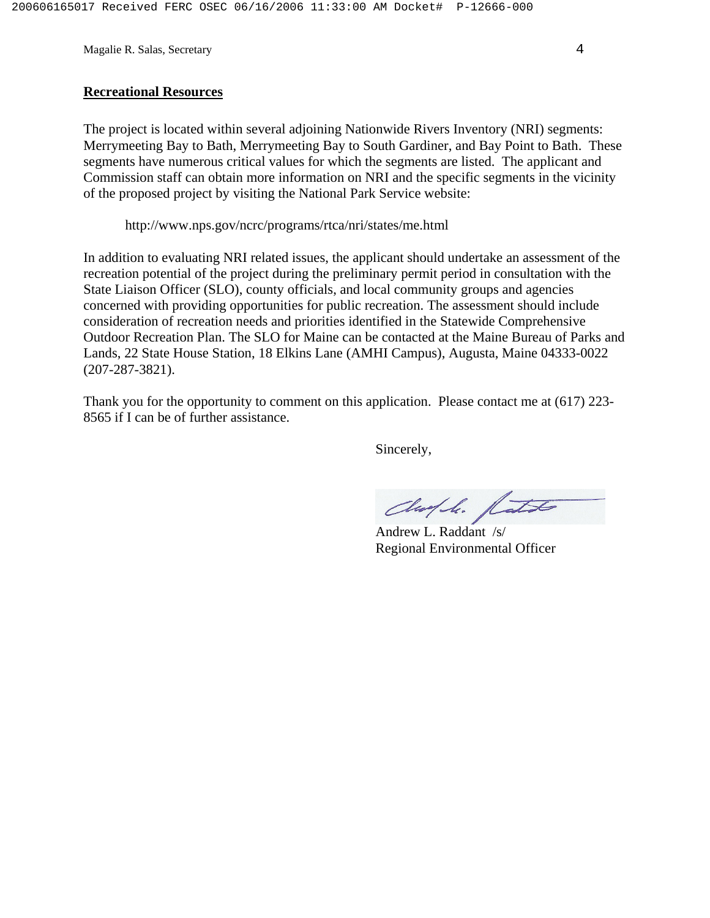## Recreational Resources

The project is located within several adjoining Nationwide Rivers Inventory (NRI) segments: Merrymeeting Bay to Bath, Merrymeeting Bay to South Gardiner, and Bay Point to Bath. These segments have numerous critical values for which the segments are listed. The applicant and Commission staff can obtain more information on NRI and the specific segments in the vicinity of the proposed project by visiting the National Park Service website:

http://www.nps.gov/ncrc/programs/rtca/nri/states/me.html

In addition to evaluating NRI related issues, the applicant should undertake an assessment of the recreation potential of the project during the preliminary permit period in consultation with the State Liaison Officer (SLO), county officials, and local community groups and agencies concerned with providing opportunities for public recreation. The assessment should include consideration of recreation needs and priorities identified in the Statewide Comprehensive Outdoor Recreation Plan. The SLO for Maine can be contacted at the Maine Bureau of Parks and Lands, 22 State House Station, 18 Elkins Lane (AMHI Campus), Augusta, Maine 04333-0022 (207-287-3821).

Thank you for the opportunity to comment on this application. Please contact me at (617) 223-8565 if I can be of further assistance.

Sincerely,

Andrew L. Raddant /s/
Regional Environmental Officer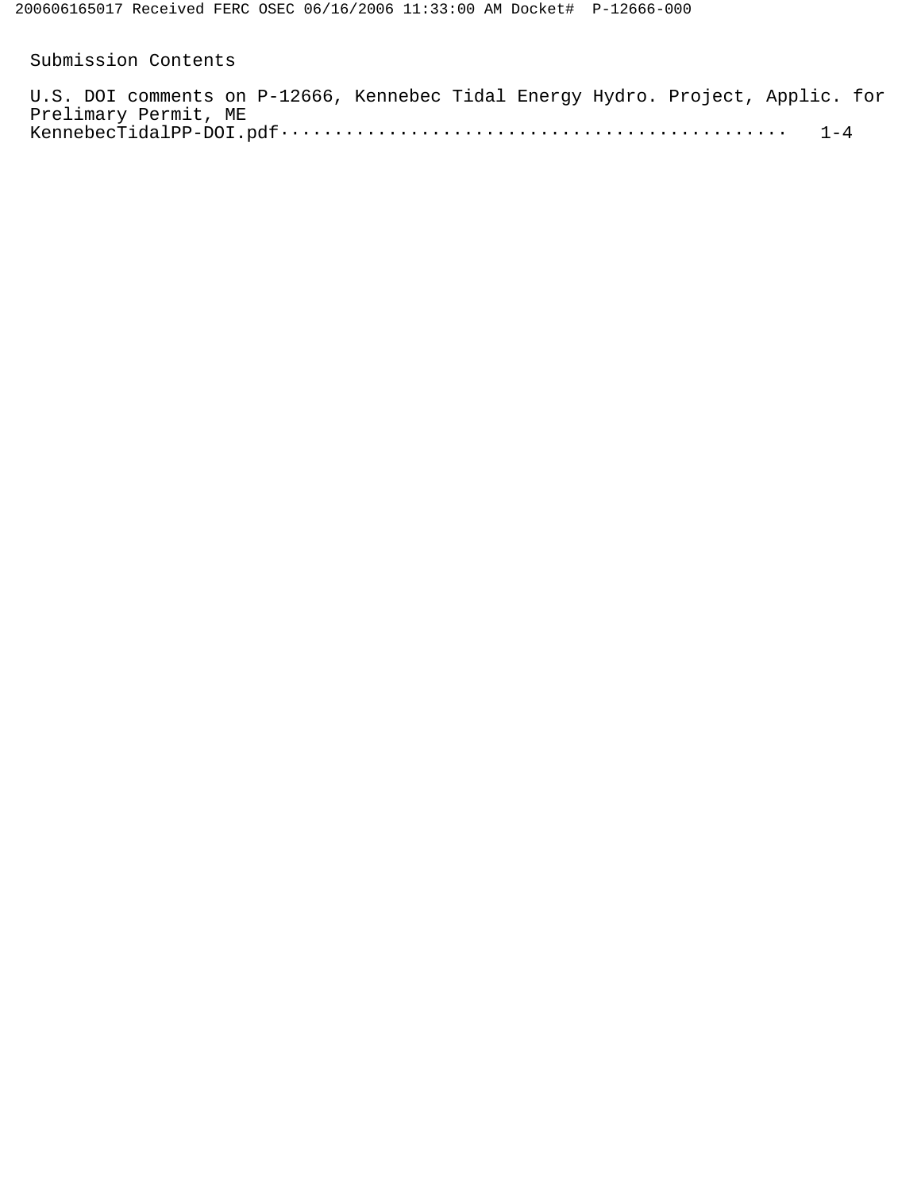Submission Contents

U.S. DOI comments on P-12666, Kennebec Tidal Energy Hydro. Project, Applic. for Prelimary Permit, ME
KennebecTidalPP-DOI.pdf············································· 1-4